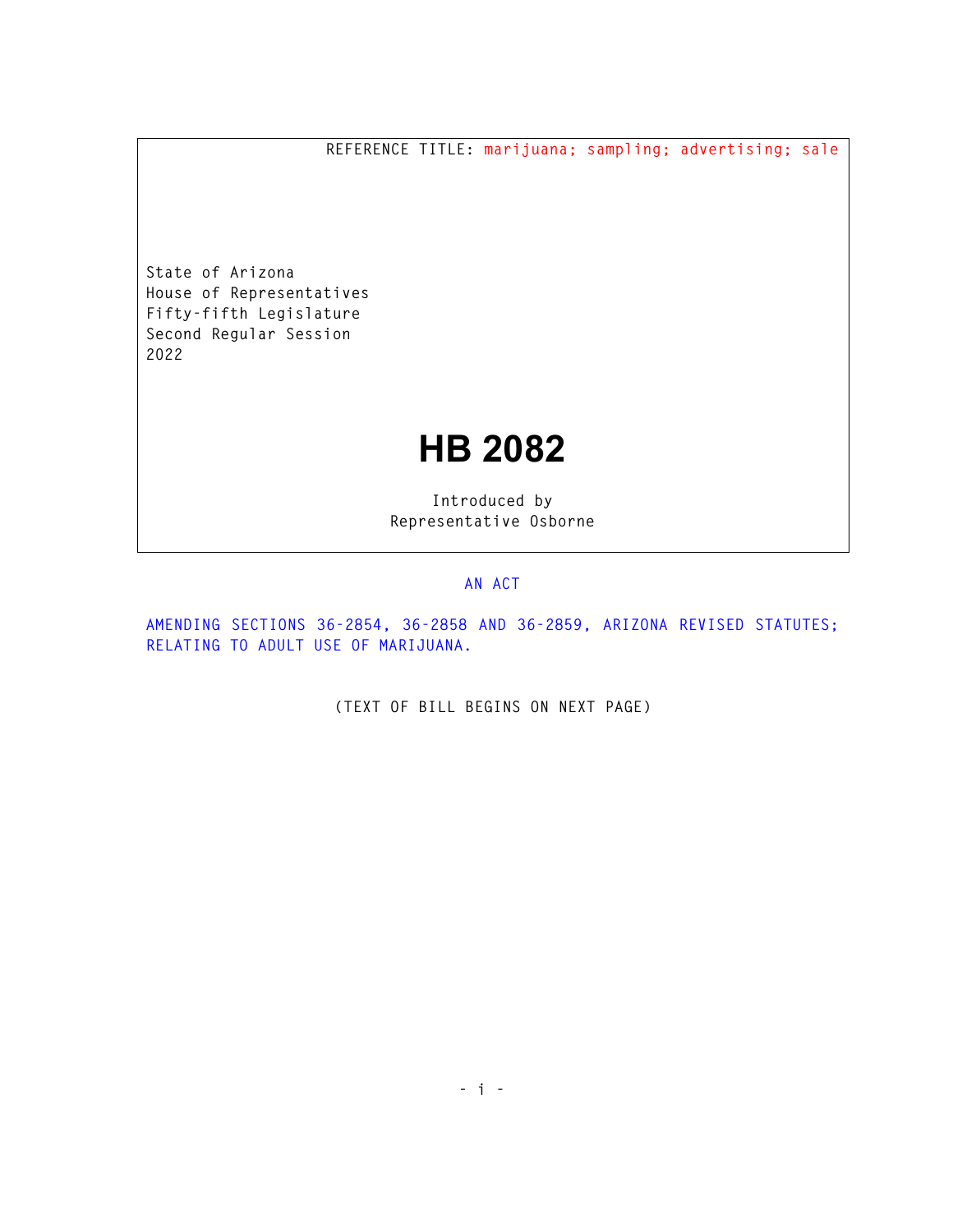REFERENCE TITLE: marijuana; sampling; advertising; sale

State of Arizona
House of Representatives
Fifty-fifth Legislature
Second Regular Session
2022

# HB 2082

Introduced by
Representative Osborne

AN ACT

AMENDING SECTIONS 36-2854, 36-2858 AND 36-2859, ARIZONA REVISED STATUTES; RELATING TO ADULT USE OF MARIJUANA.

(TEXT OF BILL BEGINS ON NEXT PAGE)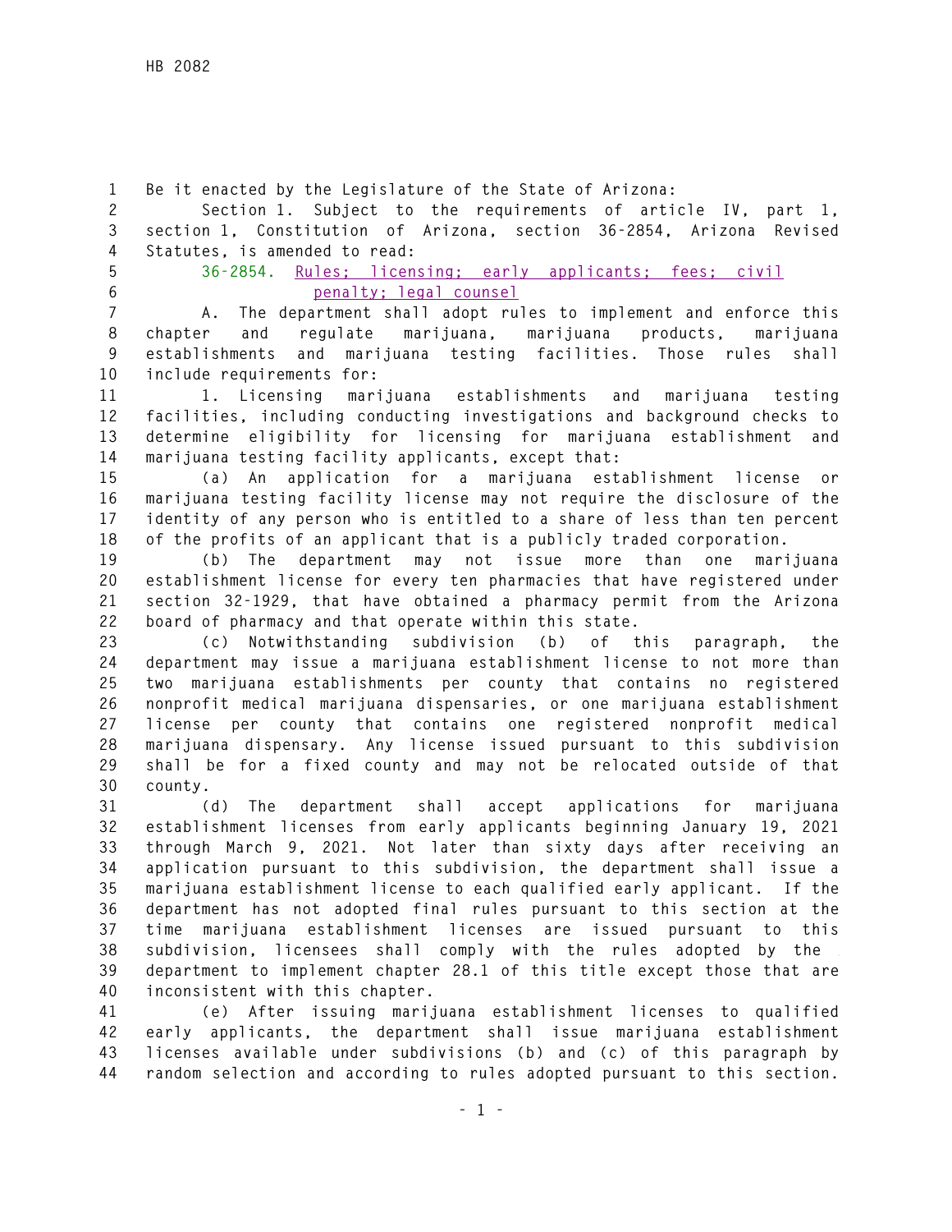Be it enacted by the Legislature of the State of Arizona:

Section 1. Subject to the requirements of article IV, part 1, section 1, Constitution of Arizona, section 36-2854, Arizona Revised Statutes, is amended to read:

36-2854. Rules; licensing; early applicants; fees; civil penalty; legal counsel

A. The department shall adopt rules to implement and enforce this chapter and regulate marijuana, marijuana products, marijuana establishments and marijuana testing facilities. Those rules shall include requirements for:

1. Licensing marijuana establishments and marijuana testing facilities, including conducting investigations and background checks to determine eligibility for licensing for marijuana establishment and marijuana testing facility applicants, except that:

(a) An application for a marijuana establishment license or marijuana testing facility license may not require the disclosure of the identity of any person who is entitled to a share of less than ten percent of the profits of an applicant that is a publicly traded corporation.

(b) The department may not issue more than one marijuana establishment license for every ten pharmacies that have registered under section 32-1929, that have obtained a pharmacy permit from the Arizona board of pharmacy and that operate within this state.

(c) Notwithstanding subdivision (b) of this paragraph, the department may issue a marijuana establishment license to not more than two marijuana establishments per county that contains no registered nonprofit medical marijuana dispensaries, or one marijuana establishment license per county that contains one registered nonprofit medical marijuana dispensary. Any license issued pursuant to this subdivision shall be for a fixed county and may not be relocated outside of that county.

(d) The department shall accept applications for marijuana establishment licenses from early applicants beginning January 19, 2021 through March 9, 2021. Not later than sixty days after receiving an application pursuant to this subdivision, the department shall issue a marijuana establishment license to each qualified early applicant. If the department has not adopted final rules pursuant to this section at the time marijuana establishment licenses are issued pursuant to this subdivision, licensees shall comply with the rules adopted by the department to implement chapter 28.1 of this title except those that are inconsistent with this chapter.

(e) After issuing marijuana establishment licenses to qualified early applicants, the department shall issue marijuana establishment licenses available under subdivisions (b) and (c) of this paragraph by random selection and according to rules adopted pursuant to this section.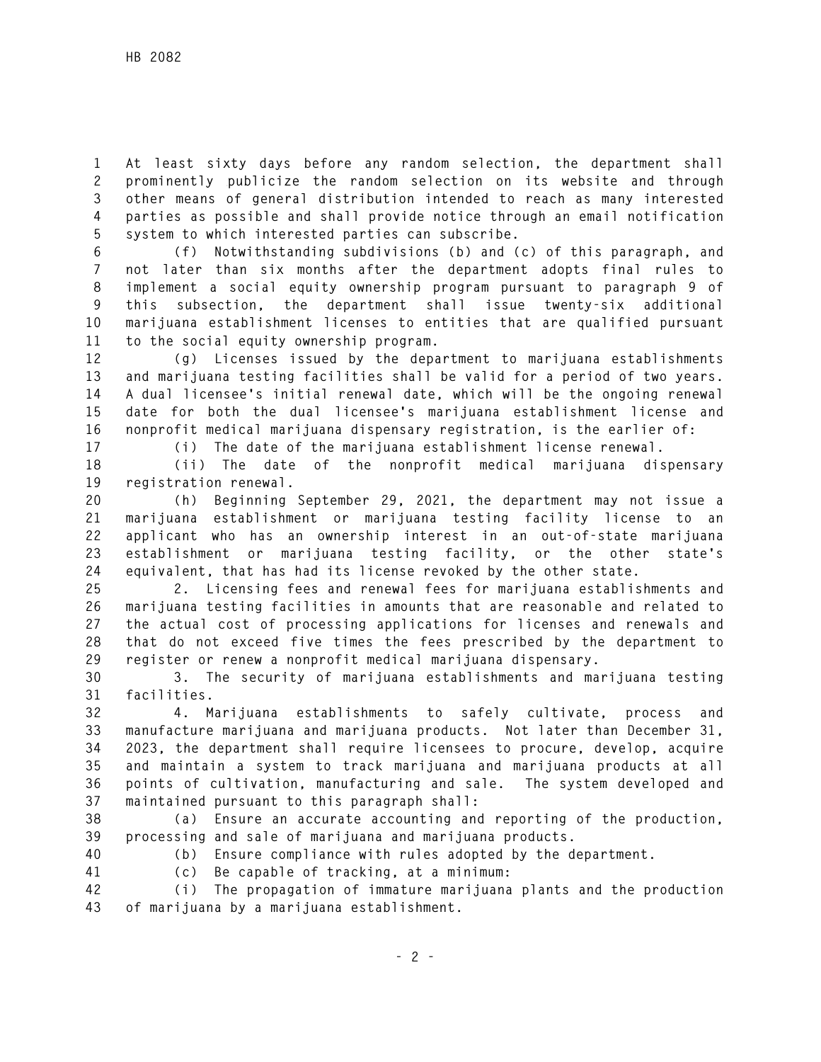At least sixty days before any random selection, the department shall prominently publicize the random selection on its website and through other means of general distribution intended to reach as many interested parties as possible and shall provide notice through an email notification system to which interested parties can subscribe.

(f) Notwithstanding subdivisions (b) and (c) of this paragraph, and not later than six months after the department adopts final rules to implement a social equity ownership program pursuant to paragraph 9 of this subsection, the department shall issue twenty-six additional marijuana establishment licenses to entities that are qualified pursuant to the social equity ownership program.

(g) Licenses issued by the department to marijuana establishments and marijuana testing facilities shall be valid for a period of two years. A dual licensee's initial renewal date, which will be the ongoing renewal date for both the dual licensee's marijuana establishment license and nonprofit medical marijuana dispensary registration, is the earlier of:

(i) The date of the marijuana establishment license renewal.

(ii) The date of the nonprofit medical marijuana dispensary registration renewal.

(h) Beginning September 29, 2021, the department may not issue a marijuana establishment or marijuana testing facility license to an applicant who has an ownership interest in an out-of-state marijuana establishment or marijuana testing facility, or the other state's equivalent, that has had its license revoked by the other state.

2. Licensing fees and renewal fees for marijuana establishments and marijuana testing facilities in amounts that are reasonable and related to the actual cost of processing applications for licenses and renewals and that do not exceed five times the fees prescribed by the department to register or renew a nonprofit medical marijuana dispensary.

3. The security of marijuana establishments and marijuana testing facilities.

4. Marijuana establishments to safely cultivate, process and manufacture marijuana and marijuana products. Not later than December 31, 2023, the department shall require licensees to procure, develop, acquire and maintain a system to track marijuana and marijuana products at all points of cultivation, manufacturing and sale. The system developed and maintained pursuant to this paragraph shall:

(a) Ensure an accurate accounting and reporting of the production, processing and sale of marijuana and marijuana products.

(b) Ensure compliance with rules adopted by the department.

(c) Be capable of tracking, at a minimum:

(i) The propagation of immature marijuana plants and the production of marijuana by a marijuana establishment.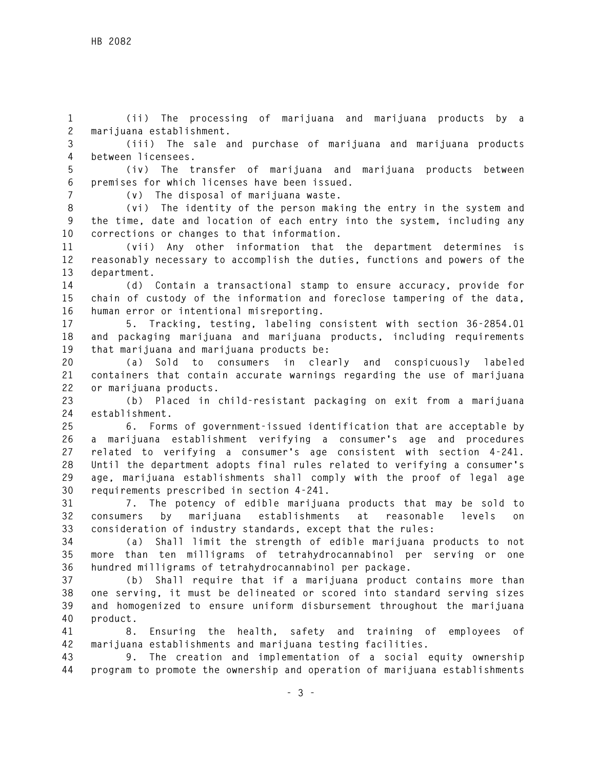(ii) The processing of marijuana and marijuana products by a marijuana establishment.

(iii) The sale and purchase of marijuana and marijuana products between licensees.

(iv) The transfer of marijuana and marijuana products between premises for which licenses have been issued.

(v) The disposal of marijuana waste.

(vi) The identity of the person making the entry in the system and the time, date and location of each entry into the system, including any corrections or changes to that information.

(vii) Any other information that the department determines is reasonably necessary to accomplish the duties, functions and powers of the department.

(d) Contain a transactional stamp to ensure accuracy, provide for chain of custody of the information and foreclose tampering of the data, human error or intentional misreporting.

5. Tracking, testing, labeling consistent with section 36-2854.01 and packaging marijuana and marijuana products, including requirements that marijuana and marijuana products be:

(a) Sold to consumers in clearly and conspicuously labeled containers that contain accurate warnings regarding the use of marijuana or marijuana products.

(b) Placed in child-resistant packaging on exit from a marijuana establishment.

6. Forms of government-issued identification that are acceptable by a marijuana establishment verifying a consumer's age and procedures related to verifying a consumer's age consistent with section 4-241. Until the department adopts final rules related to verifying a consumer's age, marijuana establishments shall comply with the proof of legal age requirements prescribed in section 4-241.

7. The potency of edible marijuana products that may be sold to consumers by marijuana establishments at reasonable levels on consideration of industry standards, except that the rules:

(a) Shall limit the strength of edible marijuana products to not more than ten milligrams of tetrahydrocannabinol per serving or one hundred milligrams of tetrahydrocannabinol per package.

(b) Shall require that if a marijuana product contains more than one serving, it must be delineated or scored into standard serving sizes and homogenized to ensure uniform disbursement throughout the marijuana product.

8. Ensuring the health, safety and training of employees of marijuana establishments and marijuana testing facilities.

9. The creation and implementation of a social equity ownership program to promote the ownership and operation of marijuana establishments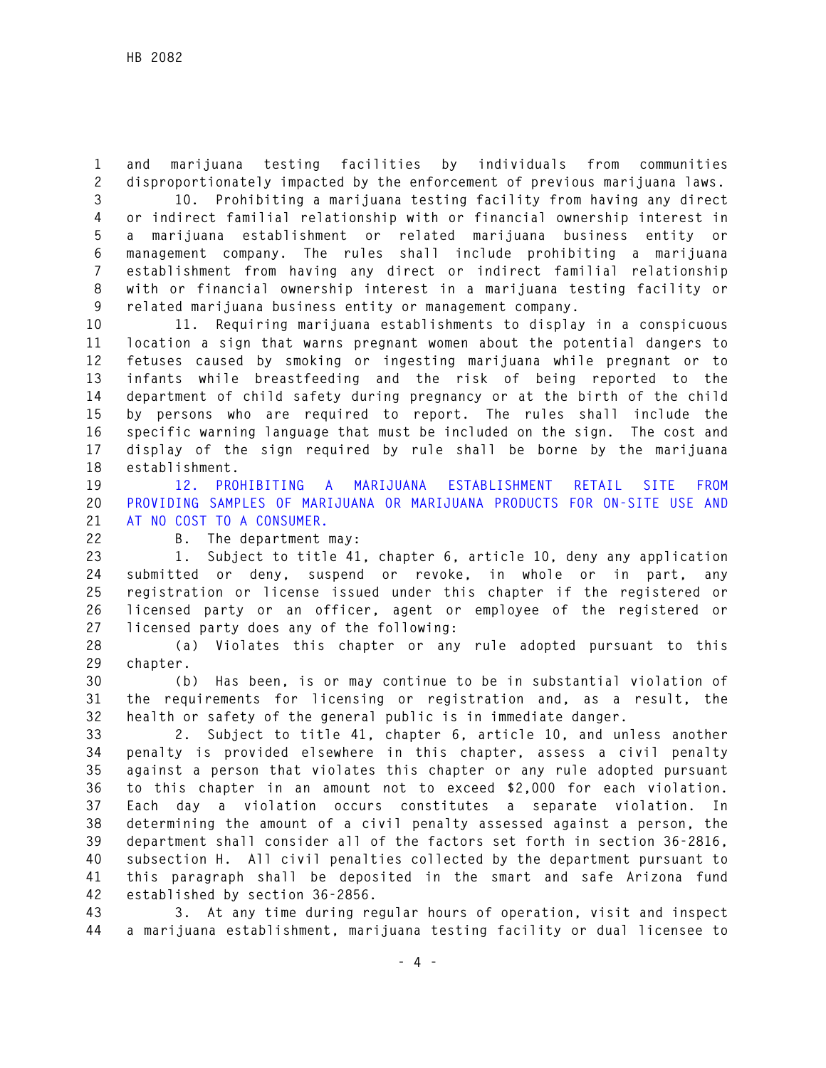and marijuana testing facilities by individuals from communities disproportionately impacted by the enforcement of previous marijuana laws.

10. Prohibiting a marijuana testing facility from having any direct or indirect familial relationship with or financial ownership interest in a marijuana establishment or related marijuana business entity or management company. The rules shall include prohibiting a marijuana establishment from having any direct or indirect familial relationship with or financial ownership interest in a marijuana testing facility or related marijuana business entity or management company.

11. Requiring marijuana establishments to display in a conspicuous location a sign that warns pregnant women about the potential dangers to fetuses caused by smoking or ingesting marijuana while pregnant or to infants while breastfeeding and the risk of being reported to the department of child safety during pregnancy or at the birth of the child by persons who are required to report. The rules shall include the specific warning language that must be included on the sign. The cost and display of the sign required by rule shall be borne by the marijuana establishment.

12. PROHIBITING A MARIJUANA ESTABLISHMENT RETAIL SITE FROM PROVIDING SAMPLES OF MARIJUANA OR MARIJUANA PRODUCTS FOR ON-SITE USE AND AT NO COST TO A CONSUMER.

B. The department may:

1. Subject to title 41, chapter 6, article 10, deny any application submitted or deny, suspend or revoke, in whole or in part, any registration or license issued under this chapter if the registered or licensed party or an officer, agent or employee of the registered or licensed party does any of the following:

(a) Violates this chapter or any rule adopted pursuant to this chapter.

(b) Has been, is or may continue to be in substantial violation of the requirements for licensing or registration and, as a result, the health or safety of the general public is in immediate danger.

2. Subject to title 41, chapter 6, article 10, and unless another penalty is provided elsewhere in this chapter, assess a civil penalty against a person that violates this chapter or any rule adopted pursuant to this chapter in an amount not to exceed $2,000 for each violation. Each day a violation occurs constitutes a separate violation. In determining the amount of a civil penalty assessed against a person, the department shall consider all of the factors set forth in section 36-2816, subsection H. All civil penalties collected by the department pursuant to this paragraph shall be deposited in the smart and safe Arizona fund established by section 36-2856.

3. At any time during regular hours of operation, visit and inspect a marijuana establishment, marijuana testing facility or dual licensee to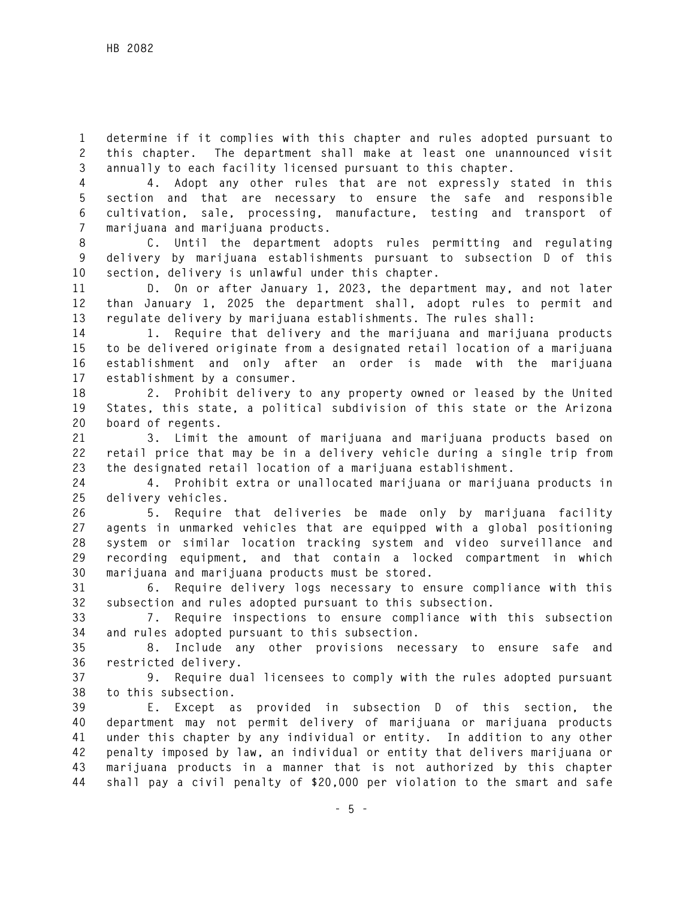determine if it complies with this chapter and rules adopted pursuant to this chapter. The department shall make at least one unannounced visit annually to each facility licensed pursuant to this chapter.

4. Adopt any other rules that are not expressly stated in this section and that are necessary to ensure the safe and responsible cultivation, sale, processing, manufacture, testing and transport of marijuana and marijuana products.

C. Until the department adopts rules permitting and regulating delivery by marijuana establishments pursuant to subsection D of this section, delivery is unlawful under this chapter.

D. On or after January 1, 2023, the department may, and not later than January 1, 2025 the department shall, adopt rules to permit and regulate delivery by marijuana establishments. The rules shall:

1. Require that delivery and the marijuana and marijuana products to be delivered originate from a designated retail location of a marijuana establishment and only after an order is made with the marijuana establishment by a consumer.

2. Prohibit delivery to any property owned or leased by the United States, this state, a political subdivision of this state or the Arizona board of regents.

3. Limit the amount of marijuana and marijuana products based on retail price that may be in a delivery vehicle during a single trip from the designated retail location of a marijuana establishment.

4. Prohibit extra or unallocated marijuana or marijuana products in delivery vehicles.

5. Require that deliveries be made only by marijuana facility agents in unmarked vehicles that are equipped with a global positioning system or similar location tracking system and video surveillance and recording equipment, and that contain a locked compartment in which marijuana and marijuana products must be stored.

6. Require delivery logs necessary to ensure compliance with this subsection and rules adopted pursuant to this subsection.

7. Require inspections to ensure compliance with this subsection and rules adopted pursuant to this subsection.

8. Include any other provisions necessary to ensure safe and restricted delivery.

9. Require dual licensees to comply with the rules adopted pursuant to this subsection.

E. Except as provided in subsection D of this section, the department may not permit delivery of marijuana or marijuana products under this chapter by any individual or entity. In addition to any other penalty imposed by law, an individual or entity that delivers marijuana or marijuana products in a manner that is not authorized by this chapter shall pay a civil penalty of $20,000 per violation to the smart and safe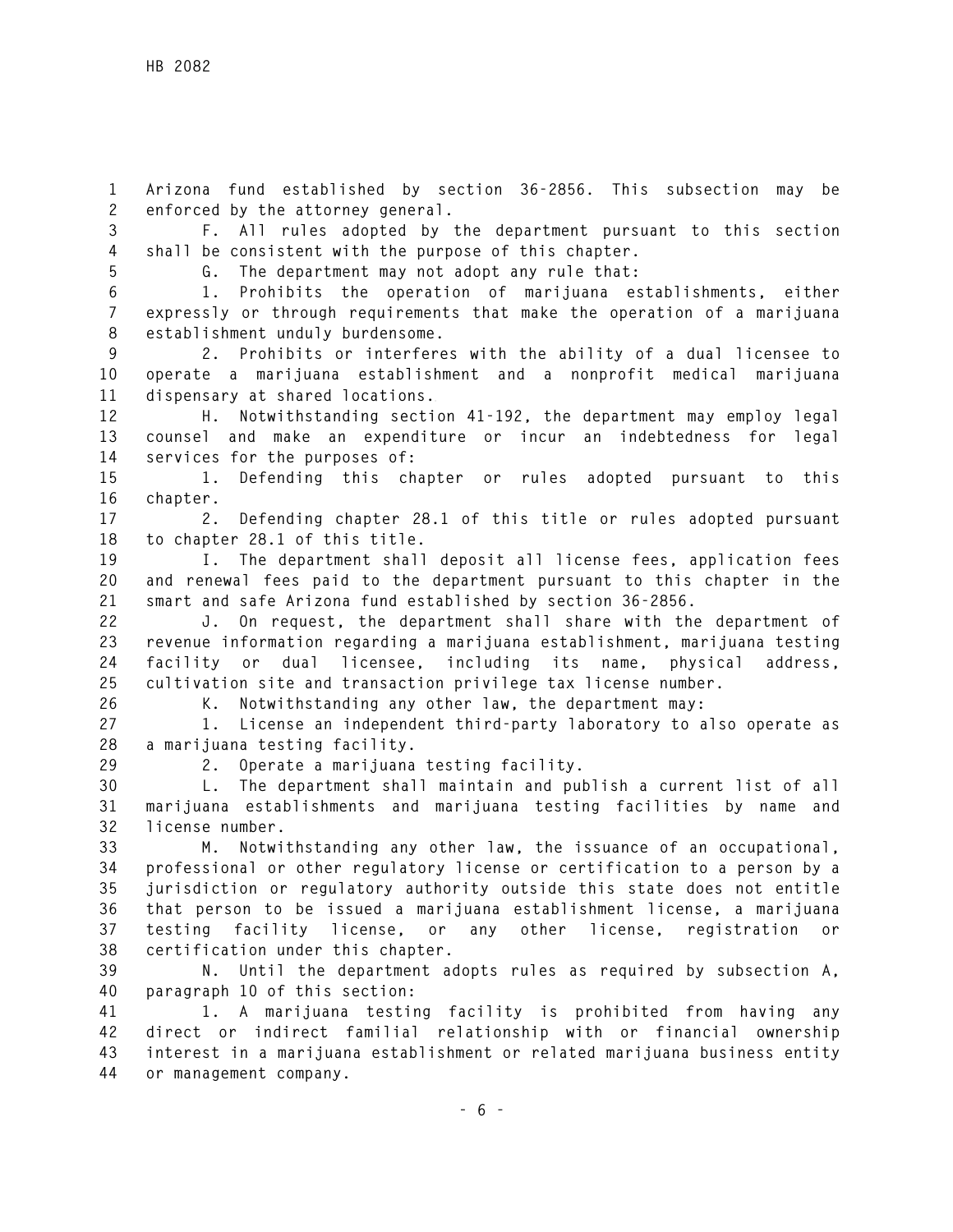Arizona fund established by section 36-2856. This subsection may be enforced by the attorney general.

F. All rules adopted by the department pursuant to this section shall be consistent with the purpose of this chapter.

G. The department may not adopt any rule that:

1. Prohibits the operation of marijuana establishments, either expressly or through requirements that make the operation of a marijuana establishment unduly burdensome.

2. Prohibits or interferes with the ability of a dual licensee to operate a marijuana establishment and a nonprofit medical marijuana dispensary at shared locations.

H. Notwithstanding section 41-192, the department may employ legal counsel and make an expenditure or incur an indebtedness for legal services for the purposes of:

1. Defending this chapter or rules adopted pursuant to this chapter.

2. Defending chapter 28.1 of this title or rules adopted pursuant to chapter 28.1 of this title.

I. The department shall deposit all license fees, application fees and renewal fees paid to the department pursuant to this chapter in the smart and safe Arizona fund established by section 36-2856.

J. On request, the department shall share with the department of revenue information regarding a marijuana establishment, marijuana testing facility or dual licensee, including its name, physical address, cultivation site and transaction privilege tax license number.

K. Notwithstanding any other law, the department may:

1. License an independent third-party laboratory to also operate as a marijuana testing facility.

2. Operate a marijuana testing facility.

L. The department shall maintain and publish a current list of all marijuana establishments and marijuana testing facilities by name and license number.

M. Notwithstanding any other law, the issuance of an occupational, professional or other regulatory license or certification to a person by a jurisdiction or regulatory authority outside this state does not entitle that person to be issued a marijuana establishment license, a marijuana testing facility license, or any other license, registration or certification under this chapter.

N. Until the department adopts rules as required by subsection A, paragraph 10 of this section:

1. A marijuana testing facility is prohibited from having any direct or indirect familial relationship with or financial ownership interest in a marijuana establishment or related marijuana business entity or management company.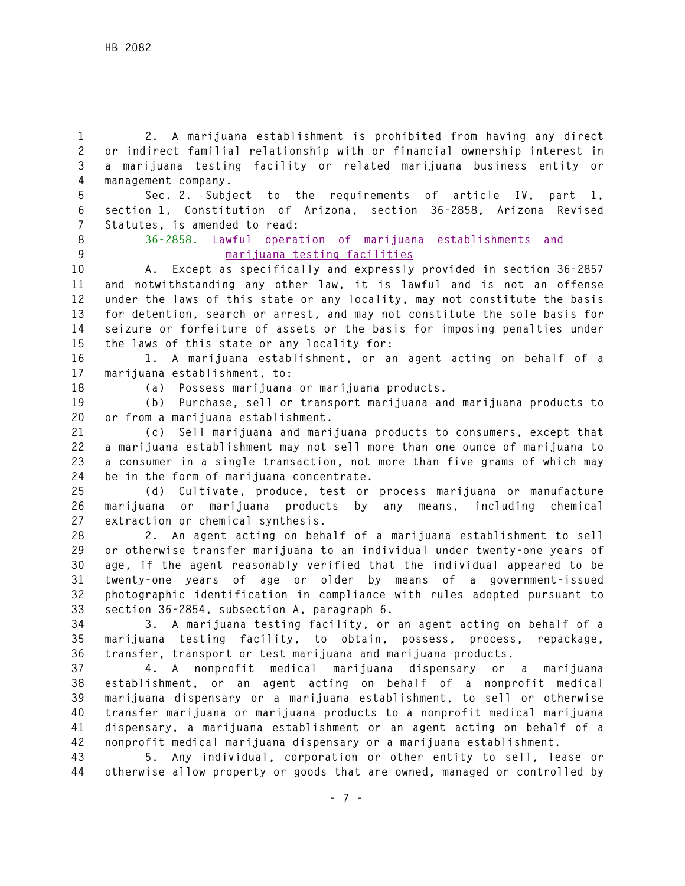2. A marijuana establishment is prohibited from having any direct or indirect familial relationship with or financial ownership interest in a marijuana testing facility or related marijuana business entity or management company.

Sec. 2. Subject to the requirements of article IV, part 1, section 1, Constitution of Arizona, section 36-2858, Arizona Revised Statutes, is amended to read:

36-2858. Lawful operation of marijuana establishments and marijuana testing facilities

A. Except as specifically and expressly provided in section 36-2857 and notwithstanding any other law, it is lawful and is not an offense under the laws of this state or any locality, may not constitute the basis for detention, search or arrest, and may not constitute the sole basis for seizure or forfeiture of assets or the basis for imposing penalties under the laws of this state or any locality for:

1. A marijuana establishment, or an agent acting on behalf of a marijuana establishment, to:

(a) Possess marijuana or marijuana products.

(b) Purchase, sell or transport marijuana and marijuana products to or from a marijuana establishment.

(c) Sell marijuana and marijuana products to consumers, except that a marijuana establishment may not sell more than one ounce of marijuana to a consumer in a single transaction, not more than five grams of which may be in the form of marijuana concentrate.

(d) Cultivate, produce, test or process marijuana or manufacture marijuana or marijuana products by any means, including chemical extraction or chemical synthesis.

2. An agent acting on behalf of a marijuana establishment to sell or otherwise transfer marijuana to an individual under twenty-one years of age, if the agent reasonably verified that the individual appeared to be twenty-one years of age or older by means of a government-issued photographic identification in compliance with rules adopted pursuant to section 36-2854, subsection A, paragraph 6.

3. A marijuana testing facility, or an agent acting on behalf of a marijuana testing facility, to obtain, possess, process, repackage, transfer, transport or test marijuana and marijuana products.

4. A nonprofit medical marijuana dispensary or a marijuana establishment, or an agent acting on behalf of a nonprofit medical marijuana dispensary or a marijuana establishment, to sell or otherwise transfer marijuana or marijuana products to a nonprofit medical marijuana dispensary, a marijuana establishment or an agent acting on behalf of a nonprofit medical marijuana dispensary or a marijuana establishment.

5. Any individual, corporation or other entity to sell, lease or otherwise allow property or goods that are owned, managed or controlled by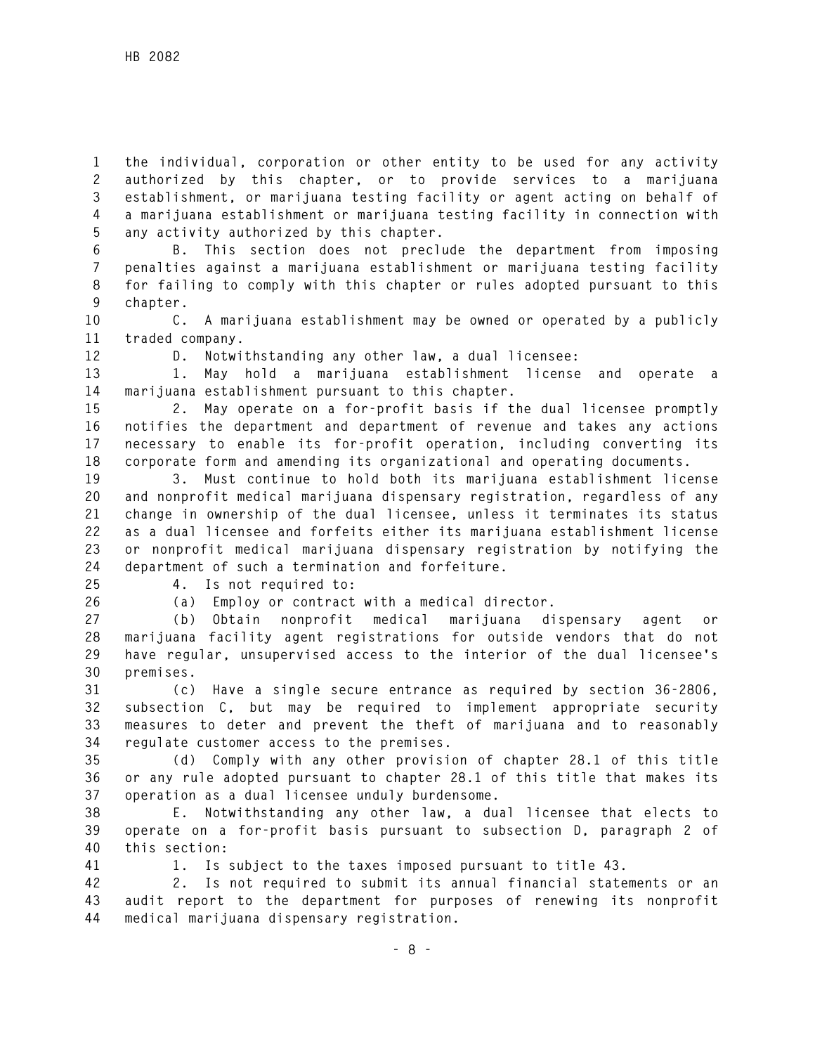the individual, corporation or other entity to be used for any activity authorized by this chapter, or to provide services to a marijuana establishment, or marijuana testing facility or agent acting on behalf of a marijuana establishment or marijuana testing facility in connection with any activity authorized by this chapter.

B. This section does not preclude the department from imposing penalties against a marijuana establishment or marijuana testing facility for failing to comply with this chapter or rules adopted pursuant to this chapter.

C. A marijuana establishment may be owned or operated by a publicly traded company.

D. Notwithstanding any other law, a dual licensee:

1. May hold a marijuana establishment license and operate a marijuana establishment pursuant to this chapter.

2. May operate on a for-profit basis if the dual licensee promptly notifies the department and department of revenue and takes any actions necessary to enable its for-profit operation, including converting its corporate form and amending its organizational and operating documents.

3. Must continue to hold both its marijuana establishment license and nonprofit medical marijuana dispensary registration, regardless of any change in ownership of the dual licensee, unless it terminates its status as a dual licensee and forfeits either its marijuana establishment license or nonprofit medical marijuana dispensary registration by notifying the department of such a termination and forfeiture.

4. Is not required to:

(a) Employ or contract with a medical director.

(b) Obtain nonprofit medical marijuana dispensary agent or marijuana facility agent registrations for outside vendors that do not have regular, unsupervised access to the interior of the dual licensee's premises.

(c) Have a single secure entrance as required by section 36-2806, subsection C, but may be required to implement appropriate security measures to deter and prevent the theft of marijuana and to reasonably regulate customer access to the premises.

(d) Comply with any other provision of chapter 28.1 of this title or any rule adopted pursuant to chapter 28.1 of this title that makes its operation as a dual licensee unduly burdensome.

E. Notwithstanding any other law, a dual licensee that elects to operate on a for-profit basis pursuant to subsection D, paragraph 2 of this section:

1. Is subject to the taxes imposed pursuant to title 43.

2. Is not required to submit its annual financial statements or an audit report to the department for purposes of renewing its nonprofit medical marijuana dispensary registration.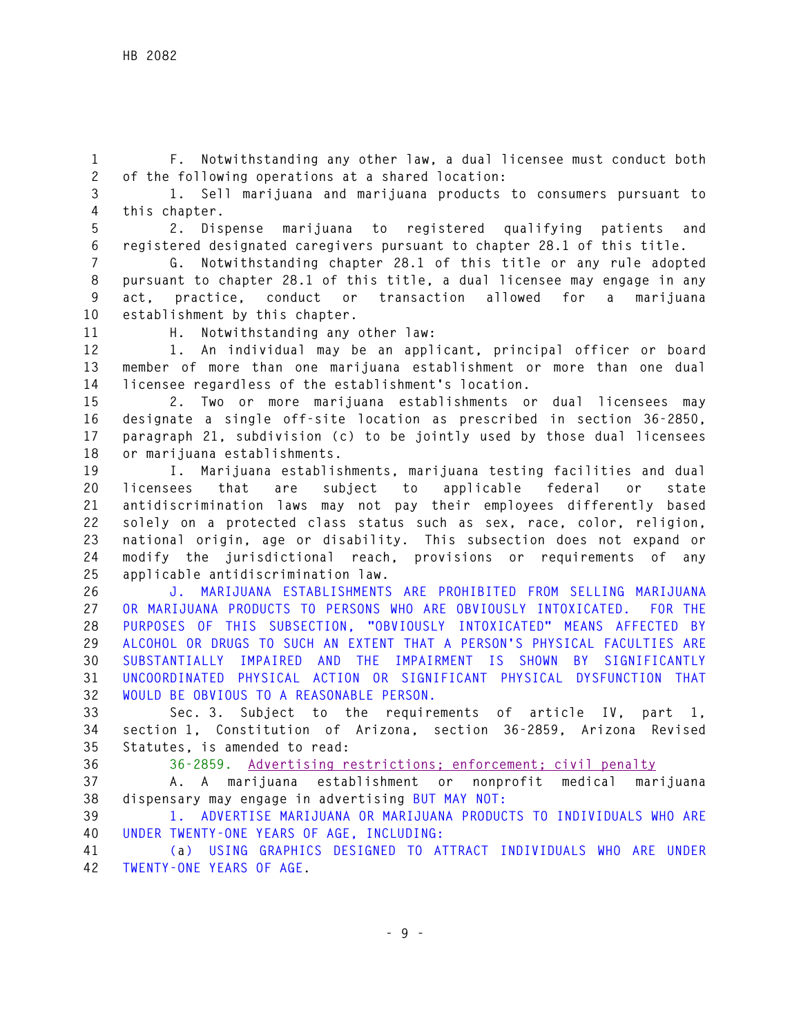F. Notwithstanding any other law, a dual licensee must conduct both of the following operations at a shared location:

1. Sell marijuana and marijuana products to consumers pursuant to this chapter.

2. Dispense marijuana to registered qualifying patients and registered designated caregivers pursuant to chapter 28.1 of this title.

G. Notwithstanding chapter 28.1 of this title or any rule adopted pursuant to chapter 28.1 of this title, a dual licensee may engage in any act, practice, conduct or transaction allowed for a marijuana establishment by this chapter.

H. Notwithstanding any other law:

1. An individual may be an applicant, principal officer or board member of more than one marijuana establishment or more than one dual licensee regardless of the establishment's location.

2. Two or more marijuana establishments or dual licensees may designate a single off-site location as prescribed in section 36-2850, paragraph 21, subdivision (c) to be jointly used by those dual licensees or marijuana establishments.

I. Marijuana establishments, marijuana testing facilities and dual licensees that are subject to applicable federal or state antidiscrimination laws may not pay their employees differently based solely on a protected class status such as sex, race, color, religion, national origin, age or disability. This subsection does not expand or modify the jurisdictional reach, provisions or requirements of any applicable antidiscrimination law.

J. MARIJUANA ESTABLISHMENTS ARE PROHIBITED FROM SELLING MARIJUANA OR MARIJUANA PRODUCTS TO PERSONS WHO ARE OBVIOUSLY INTOXICATED. FOR THE PURPOSES OF THIS SUBSECTION, "OBVIOUSLY INTOXICATED" MEANS AFFECTED BY ALCOHOL OR DRUGS TO SUCH AN EXTENT THAT A PERSON'S PHYSICAL FACULTIES ARE SUBSTANTIALLY IMPAIRED AND THE IMPAIRMENT IS SHOWN BY SIGNIFICANTLY UNCOORDINATED PHYSICAL ACTION OR SIGNIFICANT PHYSICAL DYSFUNCTION THAT WOULD BE OBVIOUS TO A REASONABLE PERSON.

Sec. 3. Subject to the requirements of article IV, part 1, section 1, Constitution of Arizona, section 36-2859, Arizona Revised Statutes, is amended to read:

36-2859. Advertising restrictions; enforcement; civil penalty

A. A marijuana establishment or nonprofit medical marijuana dispensary may engage in advertising BUT MAY NOT:

1. ADVERTISE MARIJUANA OR MARIJUANA PRODUCTS TO INDIVIDUALS WHO ARE UNDER TWENTY-ONE YEARS OF AGE, INCLUDING:

(a) USING GRAPHICS DESIGNED TO ATTRACT INDIVIDUALS WHO ARE UNDER TWENTY-ONE YEARS OF AGE.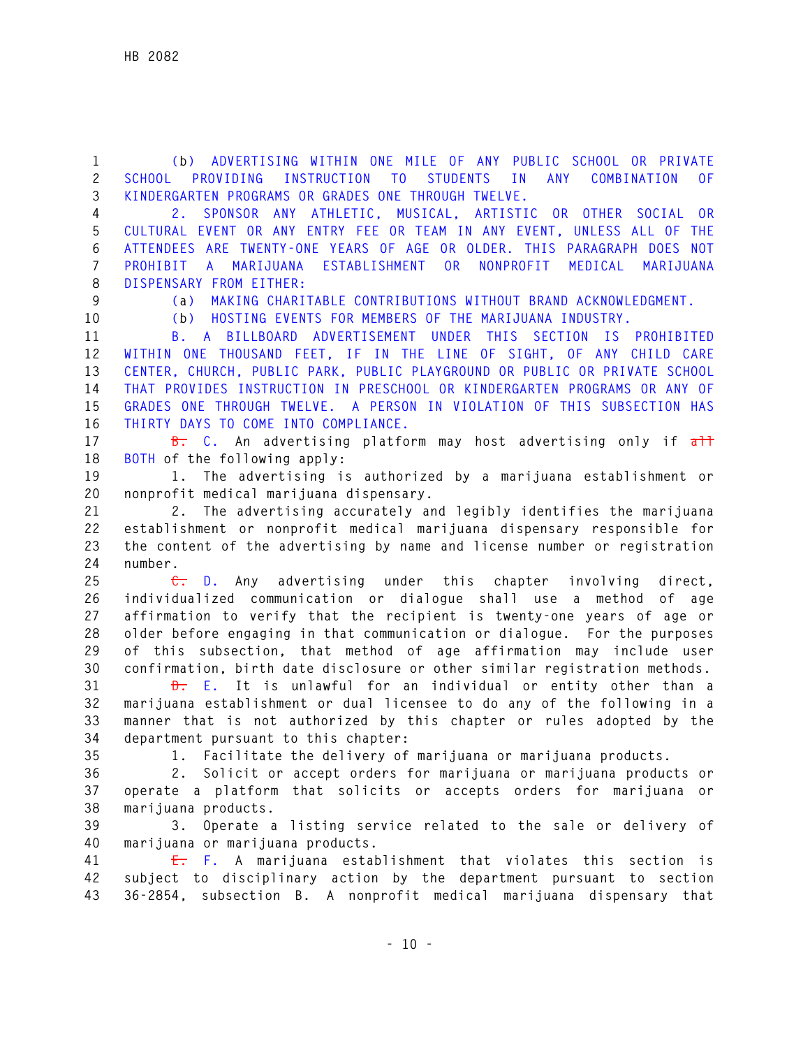(b) ADVERTISING WITHIN ONE MILE OF ANY PUBLIC SCHOOL OR PRIVATE SCHOOL PROVIDING INSTRUCTION TO STUDENTS IN ANY COMBINATION OF KINDERGARTEN PROGRAMS OR GRADES ONE THROUGH TWELVE.

2. SPONSOR ANY ATHLETIC, MUSICAL, ARTISTIC OR OTHER SOCIAL OR CULTURAL EVENT OR ANY ENTRY FEE OR TEAM IN ANY EVENT, UNLESS ALL OF THE ATTENDEES ARE TWENTY-ONE YEARS OF AGE OR OLDER. THIS PARAGRAPH DOES NOT PROHIBIT A MARIJUANA ESTABLISHMENT OR NONPROFIT MEDICAL MARIJUANA DISPENSARY FROM EITHER:

(a) MAKING CHARITABLE CONTRIBUTIONS WITHOUT BRAND ACKNOWLEDGMENT.

(b) HOSTING EVENTS FOR MEMBERS OF THE MARIJUANA INDUSTRY.

B. A BILLBOARD ADVERTISEMENT UNDER THIS SECTION IS PROHIBITED WITHIN ONE THOUSAND FEET, IF IN THE LINE OF SIGHT, OF ANY CHILD CARE CENTER, CHURCH, PUBLIC PARK, PUBLIC PLAYGROUND OR PUBLIC OR PRIVATE SCHOOL THAT PROVIDES INSTRUCTION IN PRESCHOOL OR KINDERGARTEN PROGRAMS OR ANY OF GRADES ONE THROUGH TWELVE. A PERSON IN VIOLATION OF THIS SUBSECTION HAS THIRTY DAYS TO COME INTO COMPLIANCE.

~~B.~~ C. An advertising platform may host advertising only if ~~all~~ BOTH of the following apply:

1. The advertising is authorized by a marijuana establishment or nonprofit medical marijuana dispensary.

2. The advertising accurately and legibly identifies the marijuana establishment or nonprofit medical marijuana dispensary responsible for the content of the advertising by name and license number or registration number.

~~C.~~ D. Any advertising under this chapter involving direct, individualized communication or dialogue shall use a method of age affirmation to verify that the recipient is twenty-one years of age or older before engaging in that communication or dialogue. For the purposes of this subsection, that method of age affirmation may include user confirmation, birth date disclosure or other similar registration methods.

~~D.~~ E. It is unlawful for an individual or entity other than a marijuana establishment or dual licensee to do any of the following in a manner that is not authorized by this chapter or rules adopted by the department pursuant to this chapter:

1. Facilitate the delivery of marijuana or marijuana products.

2. Solicit or accept orders for marijuana or marijuana products or operate a platform that solicits or accepts orders for marijuana or marijuana products.

3. Operate a listing service related to the sale or delivery of marijuana or marijuana products.

~~E.~~ F. A marijuana establishment that violates this section is subject to disciplinary action by the department pursuant to section 36-2854, subsection B. A nonprofit medical marijuana dispensary that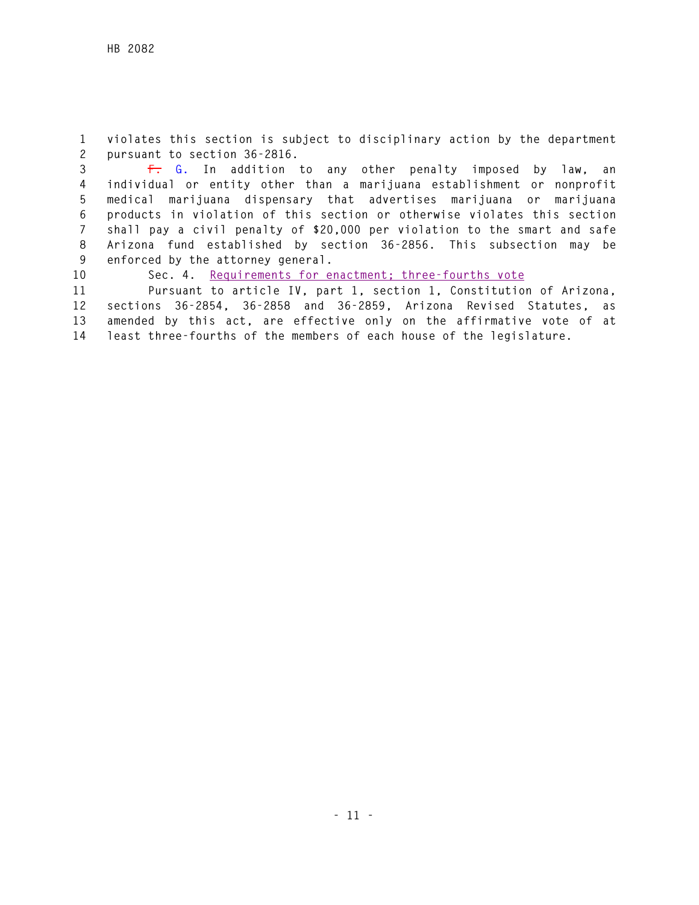violates this section is subject to disciplinary action by the department pursuant to section 36-2816.

~~F.~~ G. In addition to any other penalty imposed by law, an individual or entity other than a marijuana establishment or nonprofit medical marijuana dispensary that advertises marijuana or marijuana products in violation of this section or otherwise violates this section shall pay a civil penalty of $20,000 per violation to the smart and safe Arizona fund established by section 36-2856. This subsection may be enforced by the attorney general.

Sec. 4. Requirements for enactment; three-fourths vote

Pursuant to article IV, part 1, section 1, Constitution of Arizona, sections 36-2854, 36-2858 and 36-2859, Arizona Revised Statutes, as amended by this act, are effective only on the affirmative vote of at least three-fourths of the members of each house of the legislature.